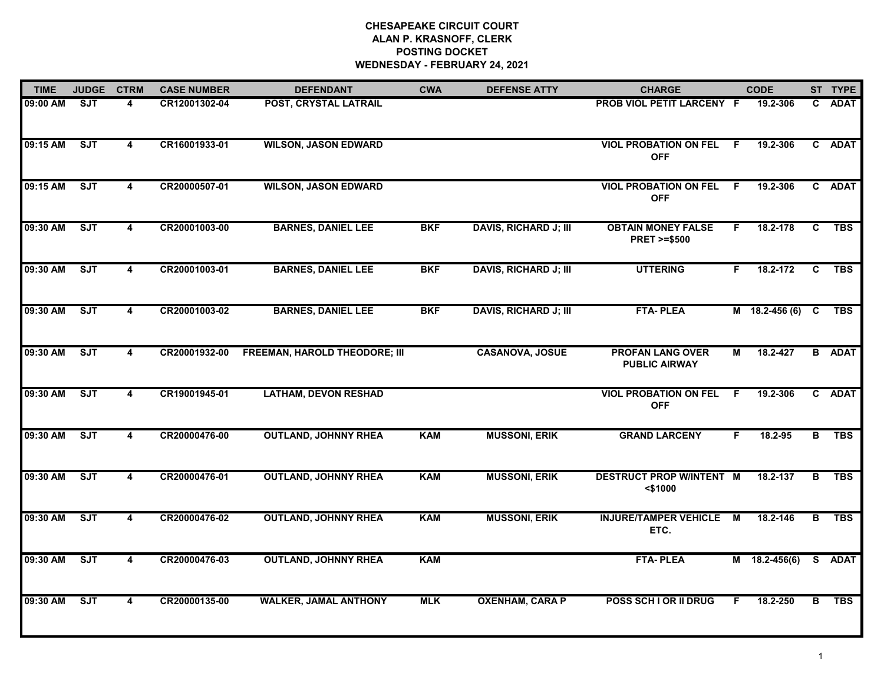# CHESAPEAKE CIRCUIT COURT
## ALAN P. KRASNOFF, CLERK
## POSTING DOCKET
## WEDNESDAY - FEBRUARY 24, 2021

| TIME | JUDGE | CTRM | CASE NUMBER | DEFENDANT | CWA | DEFENSE ATTY | CHARGE | | CODE | ST | TYPE |
|---|---|---|---|---|---|---|---|---|---|---|---|
| 09:00 AM | SJT | 4 | CR12001302-04 | POST, CRYSTAL LATRAIL | | | PROB VIOL PETIT LARCENY | F | 19.2-306 | C | ADAT |
| 09:15 AM | SJT | 4 | CR16001933-01 | WILSON, JASON EDWARD | | | VIOL PROBATION ON FEL OFF | F | 19.2-306 | C | ADAT |
| 09:15 AM | SJT | 4 | CR20000507-01 | WILSON, JASON EDWARD | | | VIOL PROBATION ON FEL OFF | F | 19.2-306 | C | ADAT |
| 09:30 AM | SJT | 4 | CR20001003-00 | BARNES, DANIEL LEE | BKF | DAVIS, RICHARD J; III | OBTAIN MONEY FALSE PRET >=$500 | F | 18.2-178 | C | TBS |
| 09:30 AM | SJT | 4 | CR20001003-01 | BARNES, DANIEL LEE | BKF | DAVIS, RICHARD J; III | UTTERING | F | 18.2-172 | C | TBS |
| 09:30 AM | SJT | 4 | CR20001003-02 | BARNES, DANIEL LEE | BKF | DAVIS, RICHARD J; III | FTA- PLEA | M | 18.2-456 (6) | C | TBS |
| 09:30 AM | SJT | 4 | CR20001932-00 | FREEMAN, HAROLD THEODORE; III | | CASANOVA, JOSUE | PROFAN LANG OVER PUBLIC AIRWAY | M | 18.2-427 | B | ADAT |
| 09:30 AM | SJT | 4 | CR19001945-01 | LATHAM, DEVON RESHAD | | | VIOL PROBATION ON FEL OFF | F | 19.2-306 | C | ADAT |
| 09:30 AM | SJT | 4 | CR20000476-00 | OUTLAND, JOHNNY RHEA | KAM | MUSSONI, ERIK | GRAND LARCENY | F | 18.2-95 | B | TBS |
| 09:30 AM | SJT | 4 | CR20000476-01 | OUTLAND, JOHNNY RHEA | KAM | MUSSONI, ERIK | DESTRUCT PROP W/INTENT <$1000 | M | 18.2-137 | B | TBS |
| 09:30 AM | SJT | 4 | CR20000476-02 | OUTLAND, JOHNNY RHEA | KAM | MUSSONI, ERIK | INJURE/TAMPER VEHICLE ETC. | M | 18.2-146 | B | TBS |
| 09:30 AM | SJT | 4 | CR20000476-03 | OUTLAND, JOHNNY RHEA | KAM | | FTA- PLEA | M | 18.2-456(6) | S | ADAT |
| 09:30 AM | SJT | 4 | CR20000135-00 | WALKER, JAMAL ANTHONY | MLK | OXENHAM, CARA P | POSS SCH I OR II DRUG | F | 18.2-250 | B | TBS |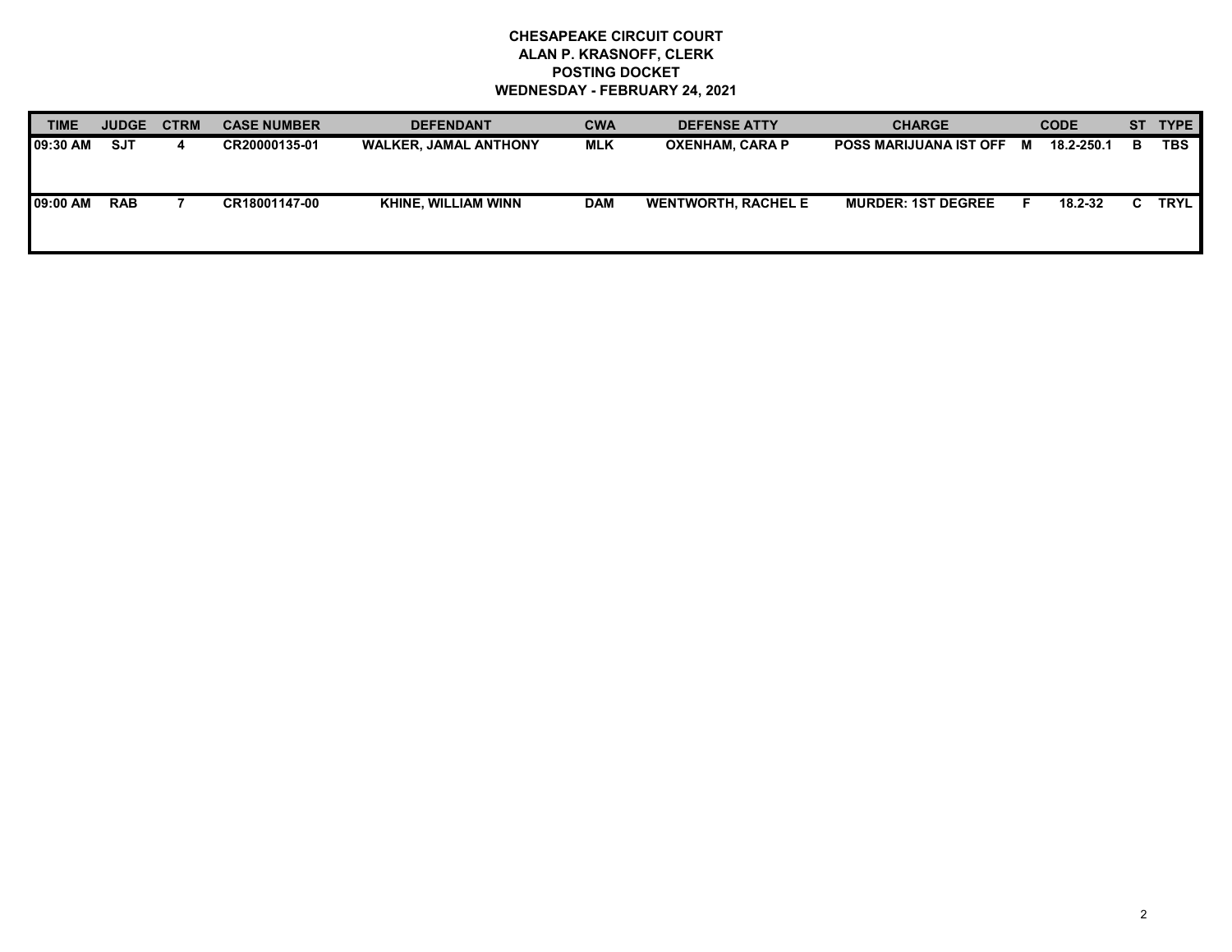**CHESAPEAKE CIRCUIT COURT**
**ALAN P. KRASNOFF, CLERK**
**POSTING DOCKET**
**WEDNESDAY - FEBRUARY 24, 2021**

| TIME | JUDGE | CTRM | CASE NUMBER | DEFENDANT | CWA | DEFENSE ATTY | CHARGE | | CODE | ST | TYPE |
|---|---|---|---|---|---|---|---|---|---|---|---|
| 09:30 AM | SJT | 4 | CR20000135-01 | WALKER, JAMAL ANTHONY | MLK | OXENHAM, CARA P | POSS MARIJUANA IST OFF | M | 18.2-250.1 | B | TBS |
| 09:00 AM | RAB | 7 | CR18001147-00 | KHINE, WILLIAM WINN | DAM | WENTWORTH, RACHEL E | MURDER: 1ST DEGREE | F | 18.2-32 | C | TRYL |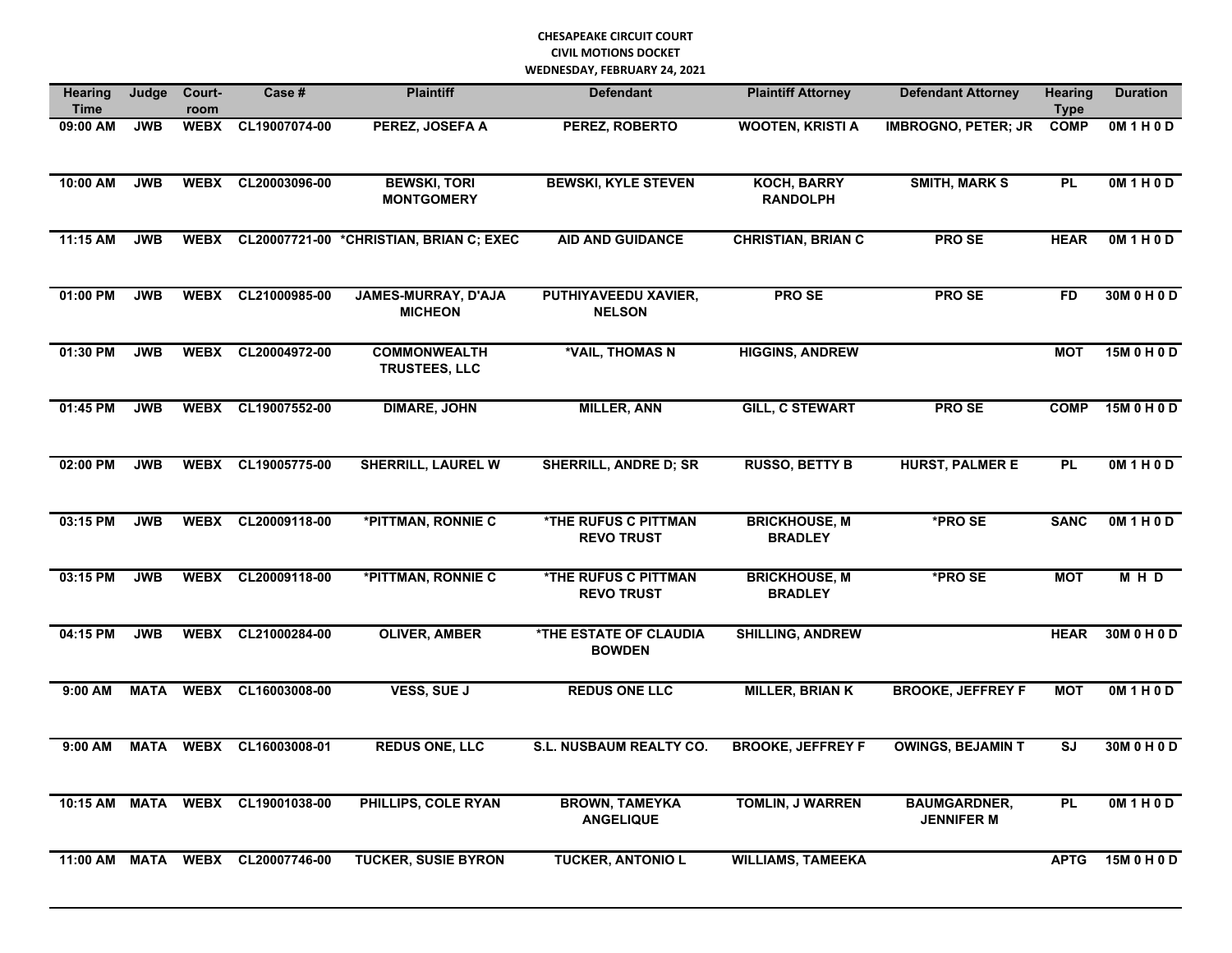**CHESAPEAKE CIRCUIT COURT**
**CIVIL MOTIONS DOCKET**
**WEDNESDAY, FEBRUARY 24, 2021**

| Hearing Time | Judge | Court-room | Case # | Plaintiff | Defendant | Plaintiff Attorney | Defendant Attorney | Hearing Type | Duration |
|---|---|---|---|---|---|---|---|---|---|
| 09:00 AM | JWB | WEBX | CL19007074-00 | PEREZ, JOSEFA A | PEREZ, ROBERTO | WOOTEN, KRISTI A | IMBROGNO, PETER; JR | COMP | 0M 1 H 0 D |
| 10:00 AM | JWB | WEBX | CL20003096-00 | BEWSKI, TORI MONTGOMERY | BEWSKI, KYLE STEVEN | KOCH, BARRY RANDOLPH | SMITH, MARK S | PL | 0M 1 H 0 D |
| 11:15 AM | JWB | WEBX | CL20007721-00 | *CHRISTIAN, BRIAN C; EXEC | AID AND GUIDANCE | CHRISTIAN, BRIAN C | PRO SE | HEAR | 0M 1 H 0 D |
| 01:00 PM | JWB | WEBX | CL21000985-00 | JAMES-MURRAY, D'AJA MICHEON | PUTHIYAVEEDU XAVIER, NELSON | PRO SE | PRO SE | FD | 30M 0 H 0 D |
| 01:30 PM | JWB | WEBX | CL20004972-00 | COMMONWEALTH TRUSTEES, LLC | *VAIL, THOMAS N | HIGGINS, ANDREW | | MOT | 15M 0 H 0 D |
| 01:45 PM | JWB | WEBX | CL19007552-00 | DIMARE, JOHN | MILLER, ANN | GILL, C STEWART | PRO SE | COMP | 15M 0 H 0 D |
| 02:00 PM | JWB | WEBX | CL19005775-00 | SHERRILL, LAUREL W | SHERRILL, ANDRE D; SR | RUSSO, BETTY B | HURST, PALMER E | PL | 0M 1 H 0 D |
| 03:15 PM | JWB | WEBX | CL20009118-00 | *PITTMAN, RONNIE C | *THE RUFUS C PITTMAN REVO TRUST | BRICKHOUSE, M BRADLEY | *PRO SE | SANC | 0M 1 H 0 D |
| 03:15 PM | JWB | WEBX | CL20009118-00 | *PITTMAN, RONNIE C | *THE RUFUS C PITTMAN REVO TRUST | BRICKHOUSE, M BRADLEY | *PRO SE | MOT | M H D |
| 04:15 PM | JWB | WEBX | CL21000284-00 | OLIVER, AMBER | *THE ESTATE OF CLAUDIA BOWDEN | SHILLING, ANDREW | | HEAR | 30M 0 H 0 D |
| 9:00 AM | MATA | WEBX | CL16003008-00 | VESS, SUE J | REDUS ONE LLC | MILLER, BRIAN K | BROOKE, JEFFREY F | MOT | 0M 1 H 0 D |
| 9:00 AM | MATA | WEBX | CL16003008-01 | REDUS ONE, LLC | S.L. NUSBAUM REALTY CO. | BROOKE, JEFFREY F | OWINGS, BEJAMIN T | SJ | 30M 0 H 0 D |
| 10:15 AM | MATA | WEBX | CL19001038-00 | PHILLIPS, COLE RYAN | BROWN, TAMEYKA ANGELIQUE | TOMLIN, J WARREN | BAUMGARDNER, JENNIFER M | PL | 0M 1 H 0 D |
| 11:00 AM | MATA | WEBX | CL20007746-00 | TUCKER, SUSIE BYRON | TUCKER, ANTONIO L | WILLIAMS, TAMEEKA | | APTG | 15M 0 H 0 D |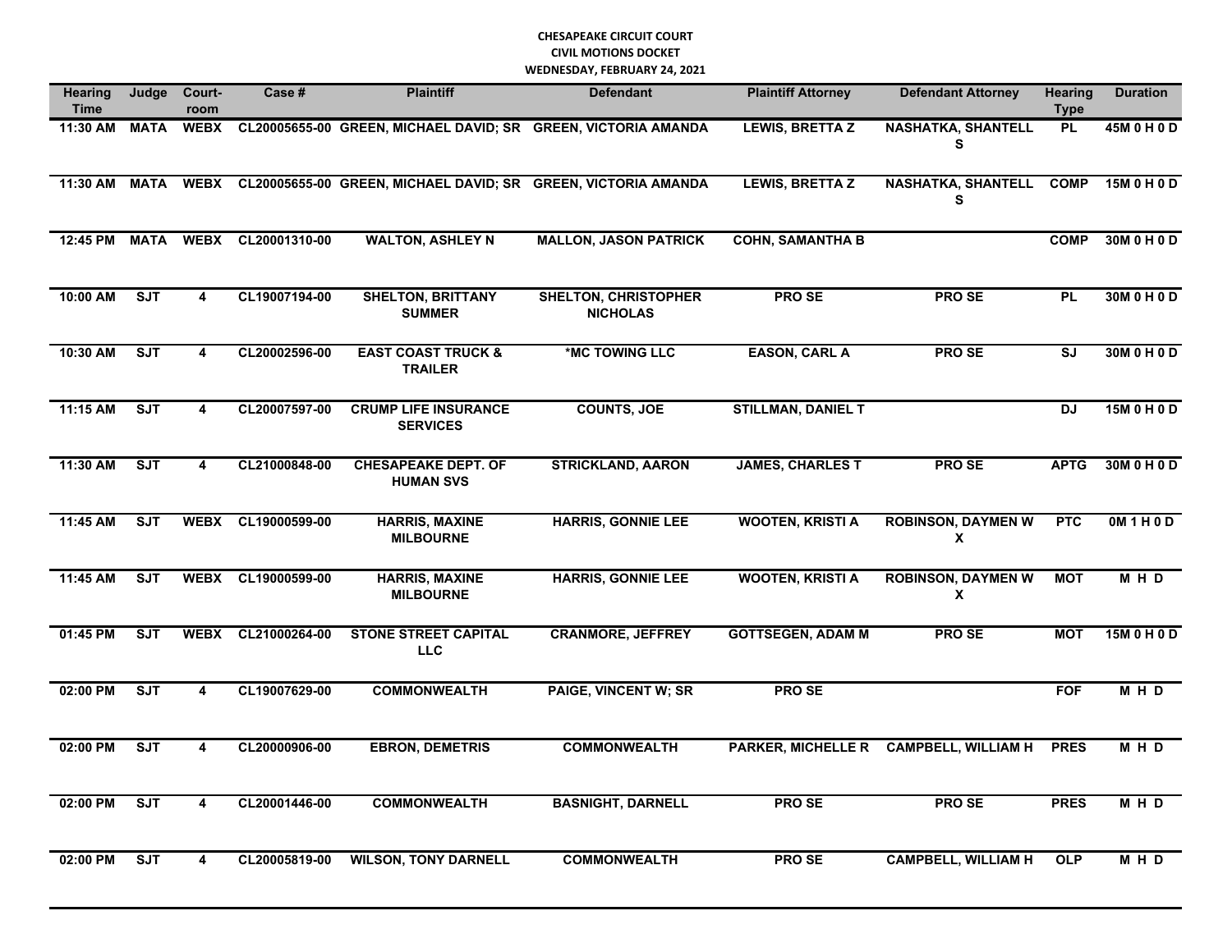**CHESAPEAKE CIRCUIT COURT**
**CIVIL MOTIONS DOCKET**
**WEDNESDAY, FEBRUARY 24, 2021**

| Hearing Time | Judge | Court-room | Case # | Plaintiff | Defendant | Plaintiff Attorney | Defendant Attorney | Hearing Type | Duration |
|---|---|---|---|---|---|---|---|---|---|
| 11:30 AM | MATA | WEBX | CL20005655-00 | GREEN, MICHAEL DAVID; SR | GREEN, VICTORIA AMANDA | LEWIS, BRETTA Z | NASHATKA, SHANTELL S | PL | 45M 0 H 0 D |
| 11:30 AM | MATA | WEBX | CL20005655-00 | GREEN, MICHAEL DAVID; SR | GREEN, VICTORIA AMANDA | LEWIS, BRETTA Z | NASHATKA, SHANTELL S | COMP | 15M 0 H 0 D |
| 12:45 PM | MATA | WEBX | CL20001310-00 | WALTON, ASHLEY N | MALLON, JASON PATRICK | COHN, SAMANTHA B | | COMP | 30M 0 H 0 D |
| 10:00 AM | SJT | 4 | CL19007194-00 | SHELTON, BRITTANY SUMMER | SHELTON, CHRISTOPHER NICHOLAS | PRO SE | PRO SE | PL | 30M 0 H 0 D |
| 10:30 AM | SJT | 4 | CL20002596-00 | EAST COAST TRUCK & TRAILER | *MC TOWING LLC | EASON, CARL A | PRO SE | SJ | 30M 0 H 0 D |
| 11:15 AM | SJT | 4 | CL20007597-00 | CRUMP LIFE INSURANCE SERVICES | COUNTS, JOE | STILLMAN, DANIEL T | | DJ | 15M 0 H 0 D |
| 11:30 AM | SJT | 4 | CL21000848-00 | CHESAPEAKE DEPT. OF HUMAN SVS | STRICKLAND, AARON | JAMES, CHARLES T | PRO SE | APTG | 30M 0 H 0 D |
| 11:45 AM | SJT | WEBX | CL19000599-00 | HARRIS, MAXINE MILBOURNE | HARRIS, GONNIE LEE | WOOTEN, KRISTI A | ROBINSON, DAYMEN W X | PTC | 0M 1 H 0 D |
| 11:45 AM | SJT | WEBX | CL19000599-00 | HARRIS, MAXINE MILBOURNE | HARRIS, GONNIE LEE | WOOTEN, KRISTI A | ROBINSON, DAYMEN W X | MOT | M H D |
| 01:45 PM | SJT | WEBX | CL21000264-00 | STONE STREET CAPITAL LLC | CRANMORE, JEFFREY | GOTTSEGEN, ADAM M | PRO SE | MOT | 15M 0 H 0 D |
| 02:00 PM | SJT | 4 | CL19007629-00 | COMMONWEALTH | PAIGE, VINCENT W; SR | PRO SE | | FOF | M H D |
| 02:00 PM | SJT | 4 | CL20000906-00 | EBRON, DEMETRIS | COMMONWEALTH | PARKER, MICHELLE R | CAMPBELL, WILLIAM H | PRES | M H D |
| 02:00 PM | SJT | 4 | CL20001446-00 | COMMONWEALTH | BASNIGHT, DARNELL | PRO SE | PRO SE | PRES | M H D |
| 02:00 PM | SJT | 4 | CL20005819-00 | WILSON, TONY DARNELL | COMMONWEALTH | PRO SE | CAMPBELL, WILLIAM H | OLP | M H D |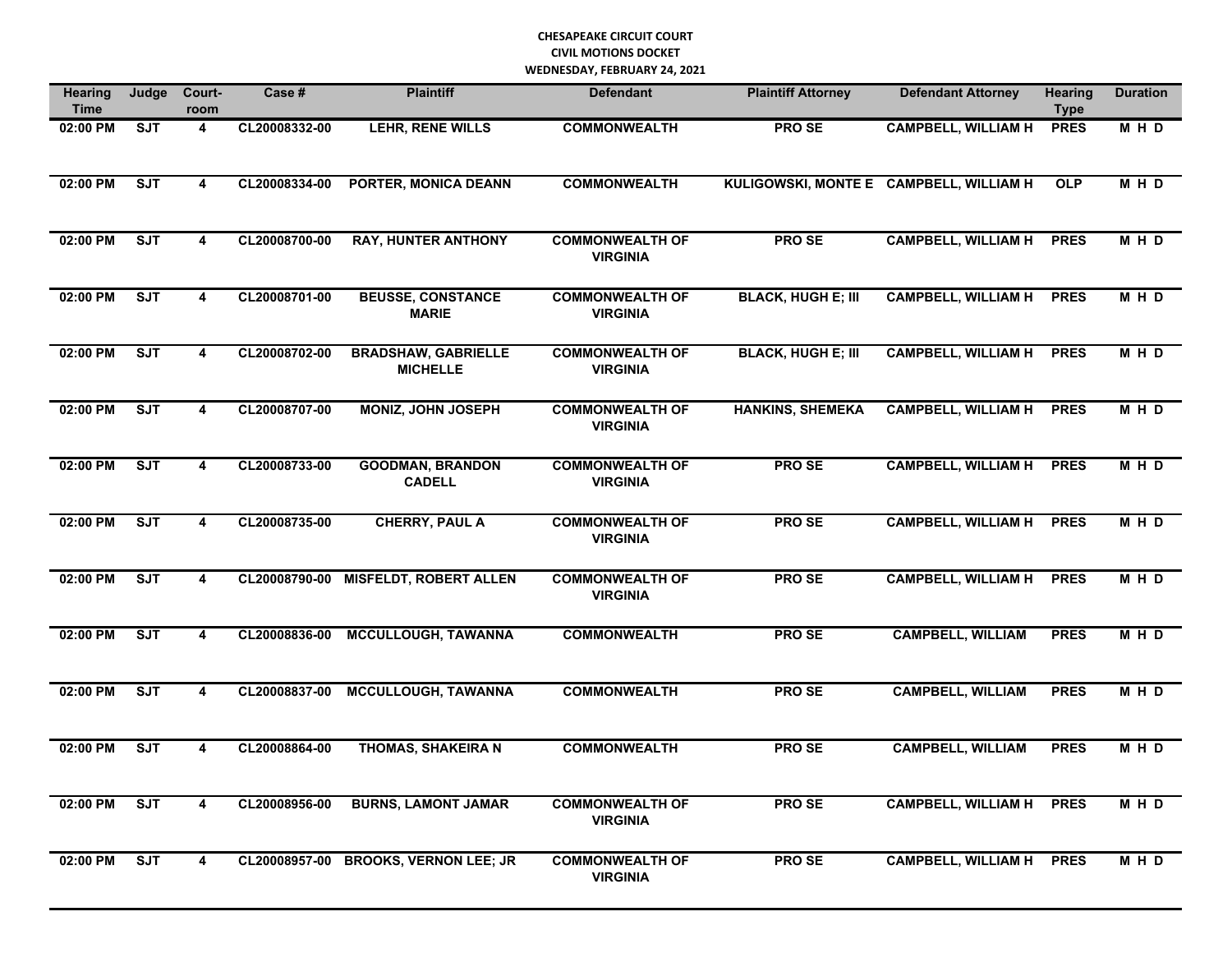**CHESAPEAKE CIRCUIT COURT**
**CIVIL MOTIONS DOCKET**
**WEDNESDAY, FEBRUARY 24, 2021**

| Hearing Time | Judge | Court-room | Case # | Plaintiff | Defendant | Plaintiff Attorney | Defendant Attorney | Hearing Type | Duration |
|---|---|---|---|---|---|---|---|---|---|
| 02:00 PM | SJT | 4 | CL20008332-00 | LEHR, RENE WILLS | COMMONWEALTH | PRO SE | CAMPBELL, WILLIAM H | PRES | M H D |
| 02:00 PM | SJT | 4 | CL20008334-00 | PORTER, MONICA DEANN | COMMONWEALTH | KULIGOWSKI, MONTE E | CAMPBELL, WILLIAM H | OLP | M H D |
| 02:00 PM | SJT | 4 | CL20008700-00 | RAY, HUNTER ANTHONY | COMMONWEALTH OF VIRGINIA | PRO SE | CAMPBELL, WILLIAM H | PRES | M H D |
| 02:00 PM | SJT | 4 | CL20008701-00 | BEUSSE, CONSTANCE MARIE | COMMONWEALTH OF VIRGINIA | BLACK, HUGH E; III | CAMPBELL, WILLIAM H | PRES | M H D |
| 02:00 PM | SJT | 4 | CL20008702-00 | BRADSHAW, GABRIELLE MICHELLE | COMMONWEALTH OF VIRGINIA | BLACK, HUGH E; III | CAMPBELL, WILLIAM H | PRES | M H D |
| 02:00 PM | SJT | 4 | CL20008707-00 | MONIZ, JOHN JOSEPH | COMMONWEALTH OF VIRGINIA | HANKINS, SHEMEKA | CAMPBELL, WILLIAM H | PRES | M H D |
| 02:00 PM | SJT | 4 | CL20008733-00 | GOODMAN, BRANDON CADELL | COMMONWEALTH OF VIRGINIA | PRO SE | CAMPBELL, WILLIAM H | PRES | M H D |
| 02:00 PM | SJT | 4 | CL20008735-00 | CHERRY, PAUL A | COMMONWEALTH OF VIRGINIA | PRO SE | CAMPBELL, WILLIAM H | PRES | M H D |
| 02:00 PM | SJT | 4 | CL20008790-00 | MISFELDT, ROBERT ALLEN | COMMONWEALTH OF VIRGINIA | PRO SE | CAMPBELL, WILLIAM H | PRES | M H D |
| 02:00 PM | SJT | 4 | CL20008836-00 | MCCULLOUGH, TAWANNA | COMMONWEALTH | PRO SE | CAMPBELL, WILLIAM | PRES | M H D |
| 02:00 PM | SJT | 4 | CL20008837-00 | MCCULLOUGH, TAWANNA | COMMONWEALTH | PRO SE | CAMPBELL, WILLIAM | PRES | M H D |
| 02:00 PM | SJT | 4 | CL20008864-00 | THOMAS, SHAKEIRA N | COMMONWEALTH | PRO SE | CAMPBELL, WILLIAM | PRES | M H D |
| 02:00 PM | SJT | 4 | CL20008956-00 | BURNS, LAMONT JAMAR | COMMONWEALTH OF VIRGINIA | PRO SE | CAMPBELL, WILLIAM H | PRES | M H D |
| 02:00 PM | SJT | 4 | CL20008957-00 | BROOKS, VERNON LEE; JR | COMMONWEALTH OF VIRGINIA | PRO SE | CAMPBELL, WILLIAM H | PRES | M H D |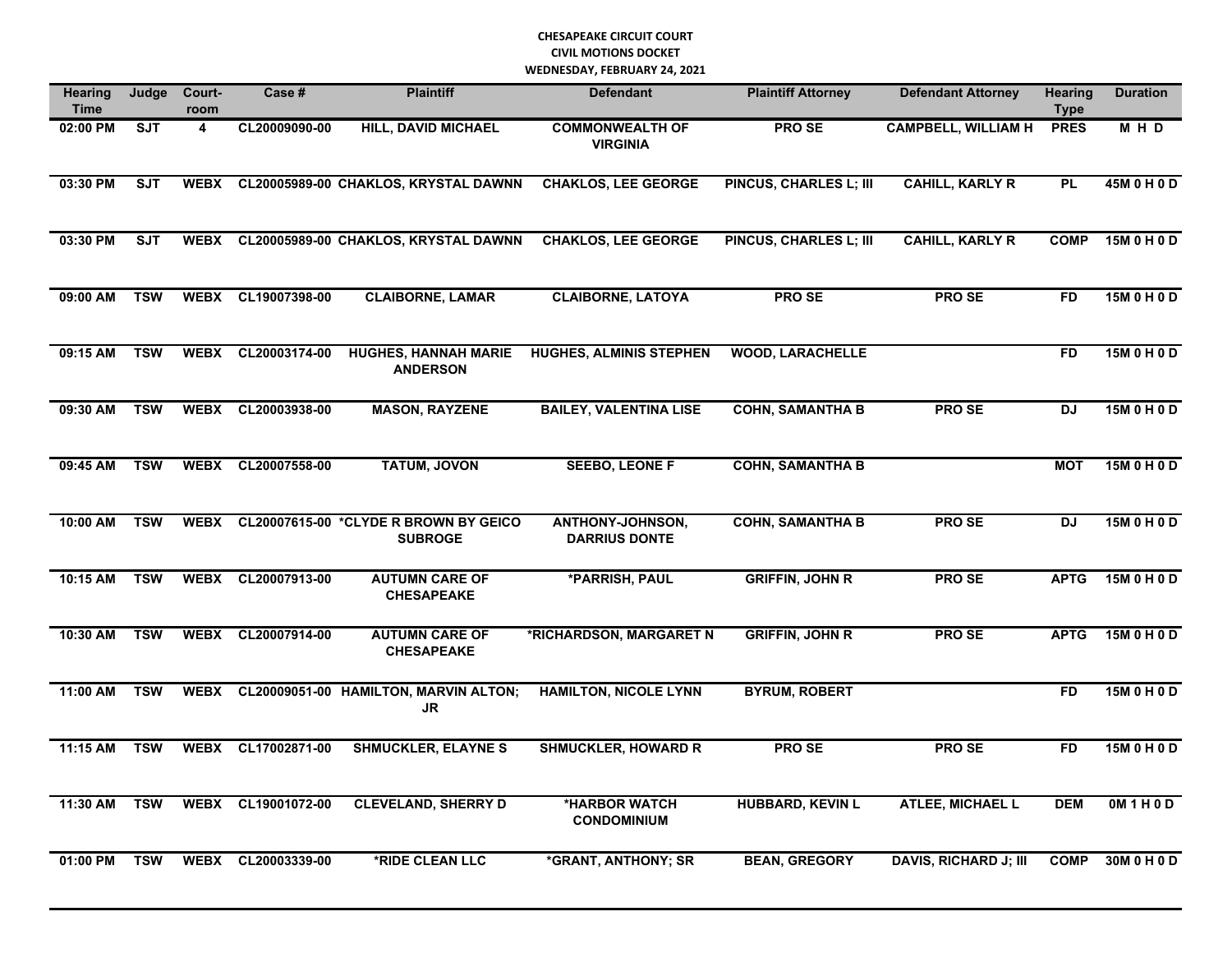**CHESAPEAKE CIRCUIT COURT**
**CIVIL MOTIONS DOCKET**
**WEDNESDAY, FEBRUARY 24, 2021**

| Hearing Time | Judge | Court-room | Case # | Plaintiff | Defendant | Plaintiff Attorney | Defendant Attorney | Hearing Type | Duration |
|---|---|---|---|---|---|---|---|---|---|
| 02:00 PM | SJT | 4 | CL20009090-00 | HILL, DAVID MICHAEL | COMMONWEALTH OF VIRGINIA | PRO SE | CAMPBELL, WILLIAM H | PRES | M H D |
| 03:30 PM | SJT | WEBX | CL20005989-00 | CHAKLOS, KRYSTAL DAWNN | CHAKLOS, LEE GEORGE | PINCUS, CHARLES L; III | CAHILL, KARLY R | PL | 45M 0 H 0 D |
| 03:30 PM | SJT | WEBX | CL20005989-00 | CHAKLOS, KRYSTAL DAWNN | CHAKLOS, LEE GEORGE | PINCUS, CHARLES L; III | CAHILL, KARLY R | COMP | 15M 0 H 0 D |
| 09:00 AM | TSW | WEBX | CL19007398-00 | CLAIBORNE, LAMAR | CLAIBORNE, LATOYA | PRO SE | PRO SE | FD | 15M 0 H 0 D |
| 09:15 AM | TSW | WEBX | CL20003174-00 | HUGHES, HANNAH MARIE ANDERSON | HUGHES, ALMINIS STEPHEN | WOOD, LARACHELLE | | FD | 15M 0 H 0 D |
| 09:30 AM | TSW | WEBX | CL20003938-00 | MASON, RAYZENE | BAILEY, VALENTINA LISE | COHN, SAMANTHA B | PRO SE | DJ | 15M 0 H 0 D |
| 09:45 AM | TSW | WEBX | CL20007558-00 | TATUM, JOVON | SEEBO, LEONE F | COHN, SAMANTHA B | | MOT | 15M 0 H 0 D |
| 10:00 AM | TSW | WEBX | CL20007615-00 | *CLYDE R BROWN BY GEICO SUBROGE | ANTHONY-JOHNSON, DARRIUS DONTE | COHN, SAMANTHA B | PRO SE | DJ | 15M 0 H 0 D |
| 10:15 AM | TSW | WEBX | CL20007913-00 | AUTUMN CARE OF CHESAPEAKE | *PARRISH, PAUL | GRIFFIN, JOHN R | PRO SE | APTG | 15M 0 H 0 D |
| 10:30 AM | TSW | WEBX | CL20007914-00 | AUTUMN CARE OF CHESAPEAKE | *RICHARDSON, MARGARET N | GRIFFIN, JOHN R | PRO SE | APTG | 15M 0 H 0 D |
| 11:00 AM | TSW | WEBX | CL20009051-00 | HAMILTON, MARVIN ALTON; JR | HAMILTON, NICOLE LYNN | BYRUM, ROBERT | | FD | 15M 0 H 0 D |
| 11:15 AM | TSW | WEBX | CL17002871-00 | SHMUCKLER, ELAYNE S | SHMUCKLER, HOWARD R | PRO SE | PRO SE | FD | 15M 0 H 0 D |
| 11:30 AM | TSW | WEBX | CL19001072-00 | CLEVELAND, SHERRY D | *HARBOR WATCH CONDOMINIUM | HUBBARD, KEVIN L | ATLEE, MICHAEL L | DEM | 0M 1 H 0 D |
| 01:00 PM | TSW | WEBX | CL20003339-00 | *RIDE CLEAN LLC | *GRANT, ANTHONY; SR | BEAN, GREGORY | DAVIS, RICHARD J; III | COMP | 30M 0 H 0 D |